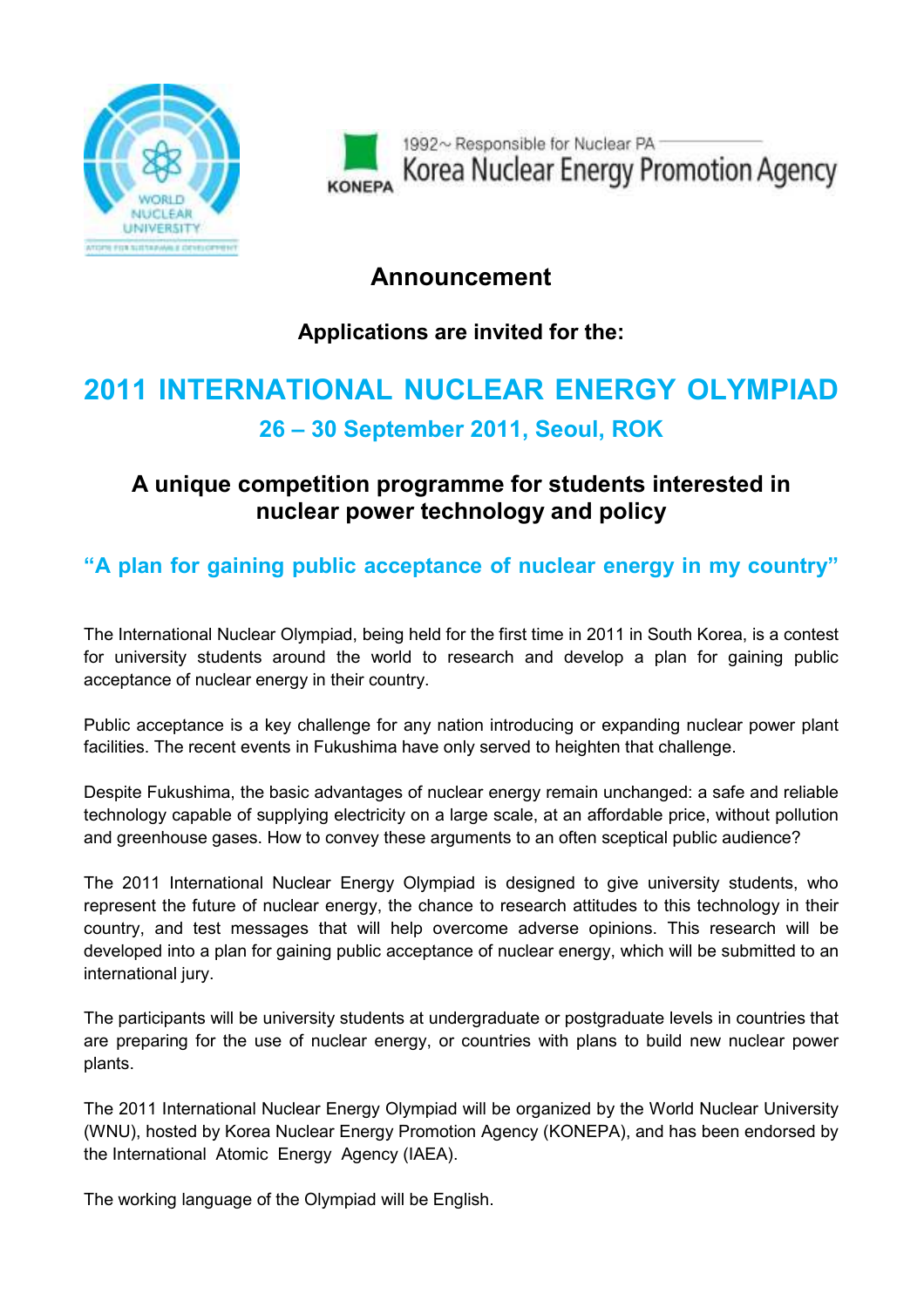WORLD NUCLEAR UNIVERSITY

1992~ Responsible for Nuclear PA
KONEPA Korea Nuclear Energy Promotion Agency

# Announcement

### Applications are invited for the:

# 2011 INTERNATIONAL NUCLEAR ENERGY OLYMPIAD

## 26 – 30 September 2011, Seoul, ROK

## A unique competition programme for students interested in nuclear power technology and policy

### "A plan for gaining public acceptance of nuclear energy in my country"

The International Nuclear Olympiad, being held for the first time in 2011 in South Korea, is a contest for university students around the world to research and develop a plan for gaining public acceptance of nuclear energy in their country.

Public acceptance is a key challenge for any nation introducing or expanding nuclear power plant facilities. The recent events in Fukushima have only served to heighten that challenge.

Despite Fukushima, the basic advantages of nuclear energy remain unchanged: a safe and reliable technology capable of supplying electricity on a large scale, at an affordable price, without pollution and greenhouse gases. How to convey these arguments to an often sceptical public audience?

The 2011 International Nuclear Energy Olympiad is designed to give university students, who represent the future of nuclear energy, the chance to research attitudes to this technology in their country, and test messages that will help overcome adverse opinions. This research will be developed into a plan for gaining public acceptance of nuclear energy, which will be submitted to an international jury.

The participants will be university students at undergraduate or postgraduate levels in countries that are preparing for the use of nuclear energy, or countries with plans to build new nuclear power plants.

The 2011 International Nuclear Energy Olympiad will be organized by the World Nuclear University (WNU), hosted by Korea Nuclear Energy Promotion Agency (KONEPA), and has been endorsed by the International Atomic Energy Agency (IAEA).

The working language of the Olympiad will be English.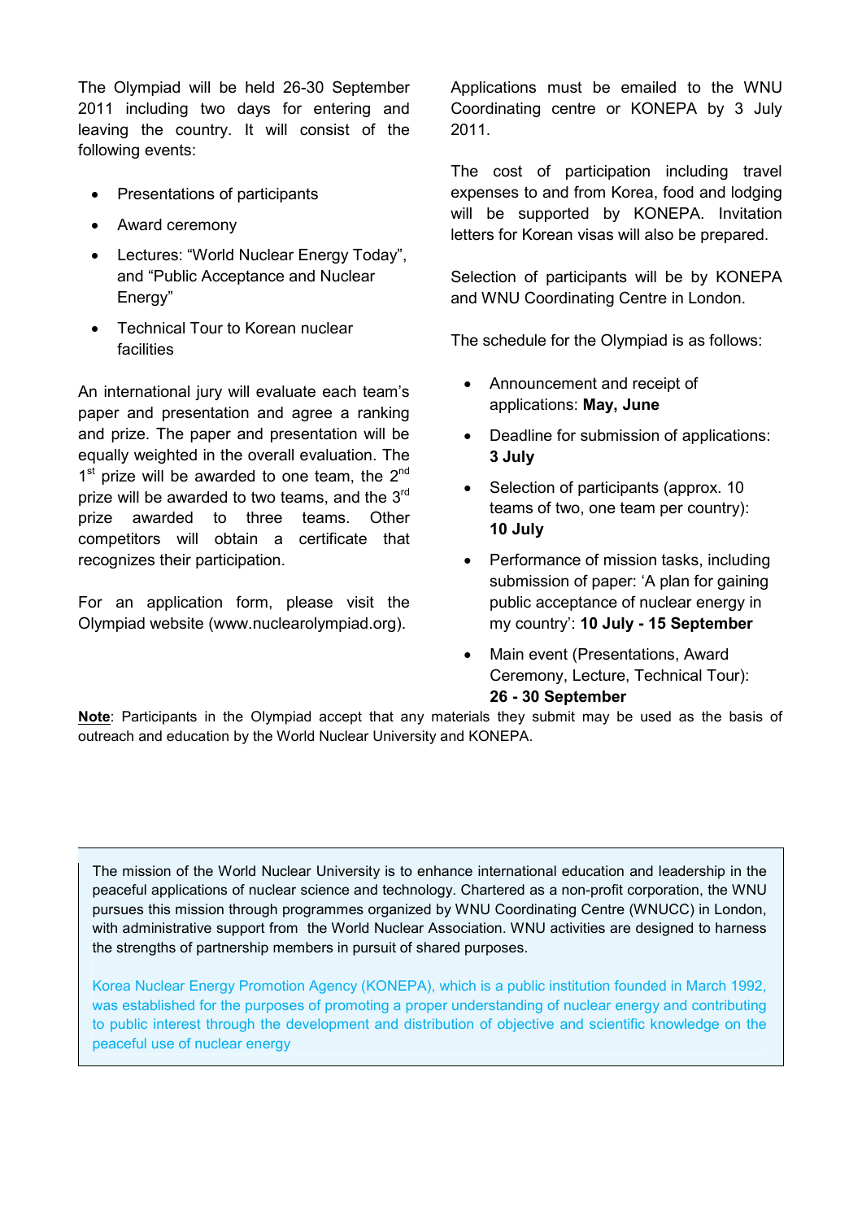The Olympiad will be held 26-30 September 2011 including two days for entering and leaving the country. It will consist of the following events:

- Presentations of participants
- Award ceremony
- Lectures: "World Nuclear Energy Today", and "Public Acceptance and Nuclear Energy"
- Technical Tour to Korean nuclear facilities

An international jury will evaluate each team's paper and presentation and agree a ranking and prize. The paper and presentation will be equally weighted in the overall evaluation. The 1st prize will be awarded to one team, the 2nd prize will be awarded to two teams, and the 3rd prize awarded to three teams. Other competitors will obtain a certificate that recognizes their participation.

For an application form, please visit the Olympiad website (www.nuclearolympiad.org).

Applications must be emailed to the WNU Coordinating centre or KONEPA by 3 July 2011.

The cost of participation including travel expenses to and from Korea, food and lodging will be supported by KONEPA. Invitation letters for Korean visas will also be prepared.

Selection of participants will be by KONEPA and WNU Coordinating Centre in London.

The schedule for the Olympiad is as follows:

- Announcement and receipt of applications: **May, June**
- Deadline for submission of applications: **3 July**
- Selection of participants (approx. 10 teams of two, one team per country): **10 July**
- Performance of mission tasks, including submission of paper: 'A plan for gaining public acceptance of nuclear energy in my country': **10 July - 15 September**
- Main event (Presentations, Award Ceremony, Lecture, Technical Tour): **26 - 30 September**

**Note**: Participants in the Olympiad accept that any materials they submit may be used as the basis of outreach and education by the World Nuclear University and KONEPA.

The mission of the World Nuclear University is to enhance international education and leadership in the peaceful applications of nuclear science and technology. Chartered as a non-profit corporation, the WNU pursues this mission through programmes organized by WNU Coordinating Centre (WNUCC) in London, with administrative support from the World Nuclear Association. WNU activities are designed to harness the strengths of partnership members in pursuit of shared purposes.

Korea Nuclear Energy Promotion Agency (KONEPA), which is a public institution founded in March 1992, was established for the purposes of promoting a proper understanding of nuclear energy and contributing to public interest through the development and distribution of objective and scientific knowledge on the peaceful use of nuclear energy